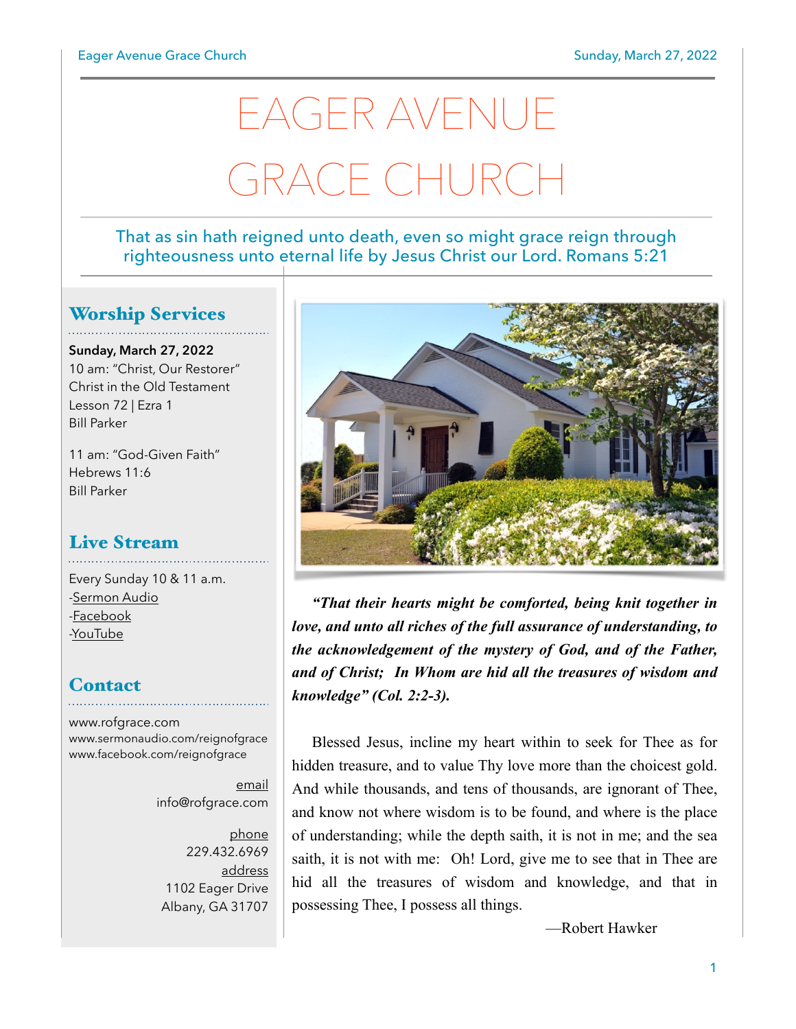# EAGER AVENUE GRACE CHURCH

That as sin hath reigned unto death, even so might grace reign through righteousness unto eternal life by Jesus Christ our Lord. Romans 5:21

## Worship Services

**Sunday, March 27, 2022**
10 am: "Christ, Our Restorer"
Christ in the Old Testament
Lesson 72 | Ezra 1
Bill Parker

11 am: "God-Given Faith"
Hebrews 11:6
Bill Parker

## Live Stream

Every Sunday 10 & 11 a.m.
-Sermon Audio
-Facebook
-YouTube

## Contact

www.rofgrace.com
www.sermonaudio.com/reignofgrace
www.facebook.com/reignofgrace

email
info@rofgrace.com

phone
229.432.6969

address
1102 Eager Drive
Albany, GA 31707

***"That their hearts might be comforted, being knit together in love, and unto all riches of the full assurance of understanding, to the acknowledgement of the mystery of God, and of the Father, and of Christ; In Whom are hid all the treasures of wisdom and knowledge" (Col. 2:2-3).***

Blessed Jesus, incline my heart within to seek for Thee as for hidden treasure, and to value Thy love more than the choicest gold. And while thousands, and tens of thousands, are ignorant of Thee, and know not where wisdom is to be found, and where is the place of understanding; while the depth saith, it is not in me; and the sea saith, it is not with me: Oh! Lord, give me to see that in Thee are hid all the treasures of wisdom and knowledge, and that in possessing Thee, I possess all things.

—Robert Hawker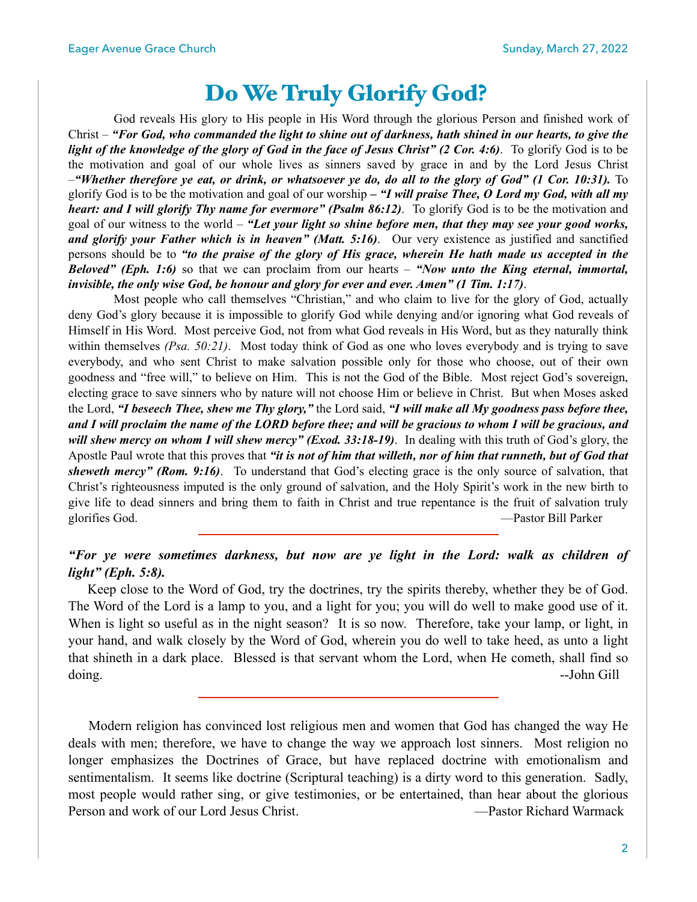# Do We Truly Glorify God?

God reveals His glory to His people in His Word through the glorious Person and finished work of Christ – ***"For God, who commanded the light to shine out of darkness, hath shined in our hearts, to give the light of the knowledge of the glory of God in the face of Jesus Christ" (2 Cor. 4:6)***. To glorify God is to be the motivation and goal of our whole lives as sinners saved by grace in and by the Lord Jesus Christ –***"Whether therefore ye eat, or drink, or whatsoever ye do, do all to the glory of God" (1 Cor. 10:31).*** To glorify God is to be the motivation and goal of our worship **–** ***"I will praise Thee, O Lord my God, with all my heart: and I will glorify Thy name for evermore" (Psalm 86:12)***. To glorify God is to be the motivation and goal of our witness to the world – ***"Let your light so shine before men, that they may see your good works, and glorify your Father which is in heaven" (Matt. 5:16)***. Our very existence as justified and sanctified persons should be to ***"to the praise of the glory of His grace, wherein He hath made us accepted in the Beloved" (Eph. 1:6)*** so that we can proclaim from our hearts – ***"Now unto the King eternal, immortal, invisible, the only wise God, be honour and glory for ever and ever. Amen" (1 Tim. 1:17)***.

Most people who call themselves "Christian," and who claim to live for the glory of God, actually deny God's glory because it is impossible to glorify God while denying and/or ignoring what God reveals of Himself in His Word. Most perceive God, not from what God reveals in His Word, but as they naturally think within themselves *(Psa. 50:21)*. Most today think of God as one who loves everybody and is trying to save everybody, and who sent Christ to make salvation possible only for those who choose, out of their own goodness and "free will," to believe on Him. This is not the God of the Bible. Most reject God's sovereign, electing grace to save sinners who by nature will not choose Him or believe in Christ. But when Moses asked the Lord, ***"I beseech Thee, shew me Thy glory,"*** the Lord said, ***"I will make all My goodness pass before thee, and I will proclaim the name of the LORD before thee; and will be gracious to whom I will be gracious, and will shew mercy on whom I will shew mercy" (Exod. 33:18-19)***. In dealing with this truth of God's glory, the Apostle Paul wrote that this proves that ***"it is not of him that willeth, nor of him that runneth, but of God that sheweth mercy" (Rom. 9:16)***. To understand that God's electing grace is the only source of salvation, that Christ's righteousness imputed is the only ground of salvation, and the Holy Spirit's work in the new birth to give life to dead sinners and bring them to faith in Christ and true repentance is the fruit of salvation truly glorifies God. —Pastor Bill Parker

---

***"For ye were sometimes darkness, but now are ye light in the Lord: walk as children of light" (Eph. 5:8).***

Keep close to the Word of God, try the doctrines, try the spirits thereby, whether they be of God. The Word of the Lord is a lamp to you, and a light for you; you will do well to make good use of it. When is light so useful as in the night season? It is so now. Therefore, take your lamp, or light, in your hand, and walk closely by the Word of God, wherein you do well to take heed, as unto a light that shineth in a dark place. Blessed is that servant whom the Lord, when He cometh, shall find so doing. --John Gill

---

Modern religion has convinced lost religious men and women that God has changed the way He deals with men; therefore, we have to change the way we approach lost sinners. Most religion no longer emphasizes the Doctrines of Grace, but have replaced doctrine with emotionalism and sentimentalism. It seems like doctrine (Scriptural teaching) is a dirty word to this generation. Sadly, most people would rather sing, or give testimonies, or be entertained, than hear about the glorious Person and work of our Lord Jesus Christ. —Pastor Richard Warmack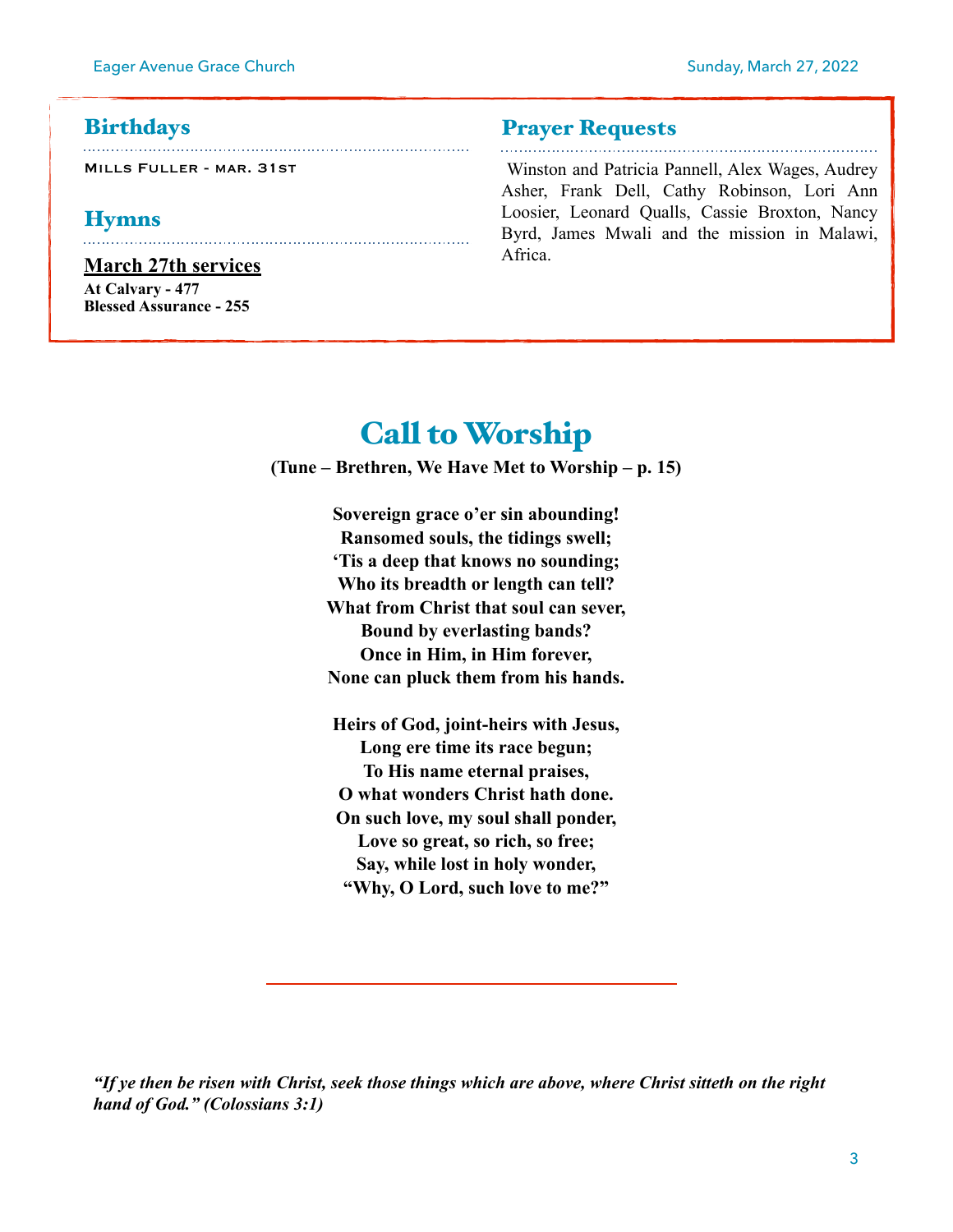## Birthdays

Mills Fuller - mar. 31st

## Hymns

**March 27th services**

**At Calvary - 477**
**Blessed Assurance - 255**

## Prayer Requests

Winston and Patricia Pannell, Alex Wages, Audrey Asher, Frank Dell, Cathy Robinson, Lori Ann Loosier, Leonard Qualls, Cassie Broxton, Nancy Byrd, James Mwali and the mission in Malawi, Africa.

# Call to Worship

**(Tune – Brethren, We Have Met to Worship – p. 15)**

**Sovereign grace o'er sin abounding!**
**Ransomed souls, the tidings swell;**
**'Tis a deep that knows no sounding;**
**Who its breadth or length can tell?**
**What from Christ that soul can sever,**
**Bound by everlasting bands?**
**Once in Him, in Him forever,**
**None can pluck them from his hands.**

**Heirs of God, joint-heirs with Jesus,**
**Long ere time its race begun;**
**To His name eternal praises,**
**O what wonders Christ hath done.**
**On such love, my soul shall ponder,**
**Love so great, so rich, so free;**
**Say, while lost in holy wonder,**
**"Why, O Lord, such love to me?"**

***"If ye then be risen with Christ, seek those things which are above, where Christ sitteth on the right hand of God." (Colossians 3:1)***